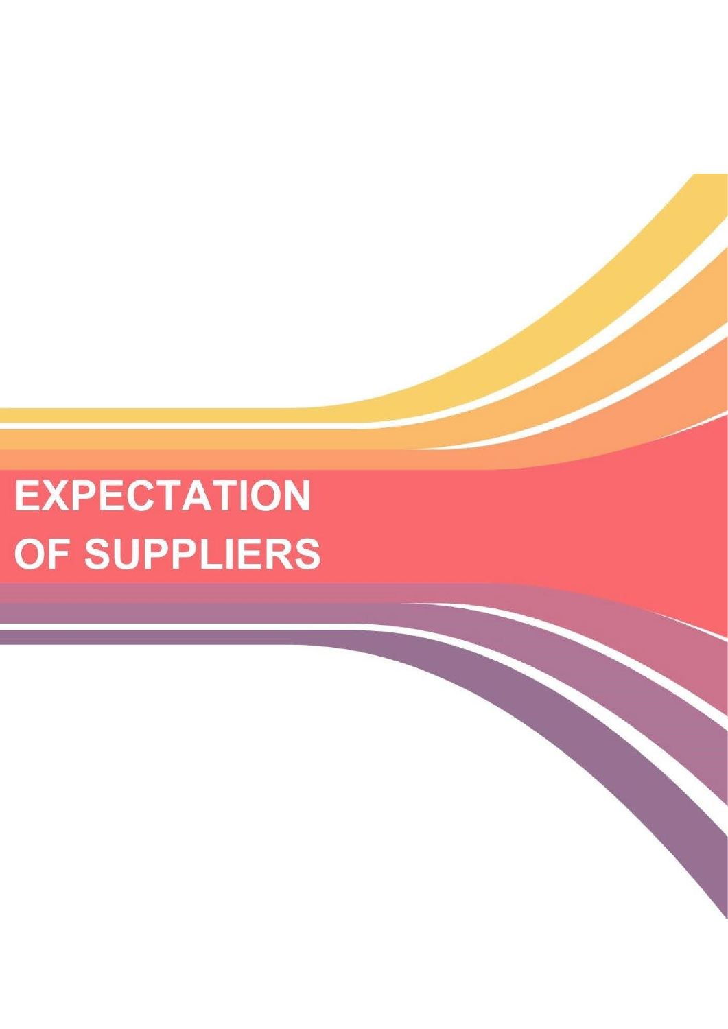# EXPECTATION OF SUPPLIERS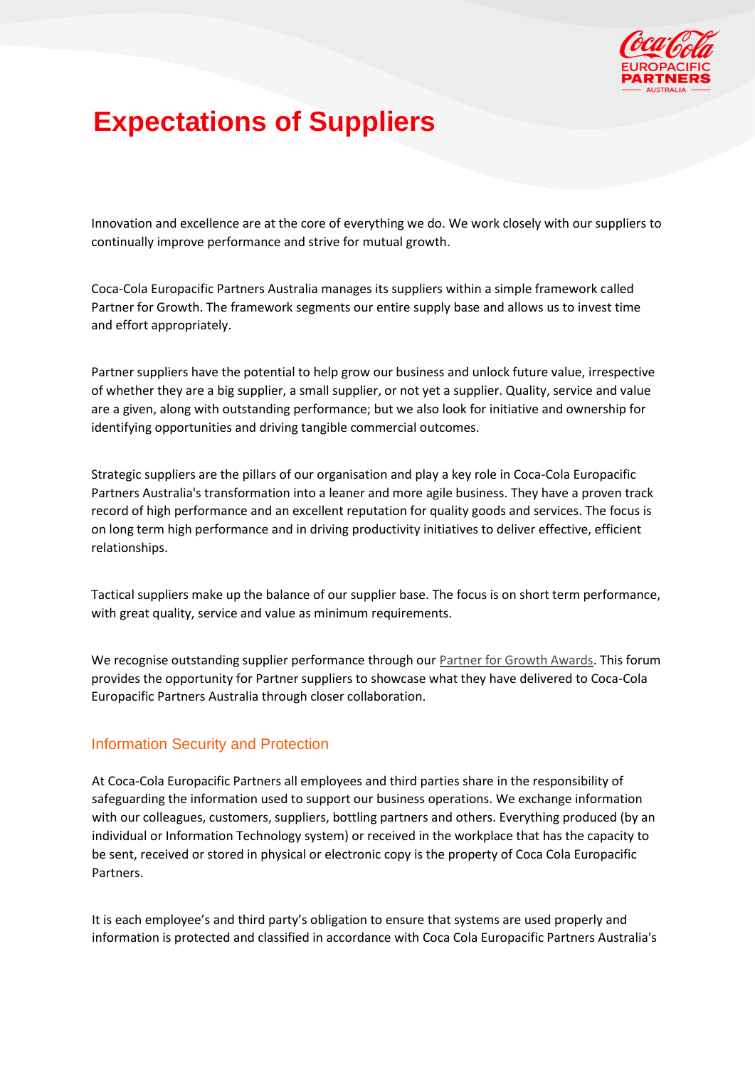# Expectations of Suppliers

Innovation and excellence are at the core of everything we do. We work closely with our suppliers to continually improve performance and strive for mutual growth.

Coca-Cola Europacific Partners Australia manages its suppliers within a simple framework called Partner for Growth. The framework segments our entire supply base and allows us to invest time and effort appropriately.

Partner suppliers have the potential to help grow our business and unlock future value, irrespective of whether they are a big supplier, a small supplier, or not yet a supplier. Quality, service and value are a given, along with outstanding performance; but we also look for initiative and ownership for identifying opportunities and driving tangible commercial outcomes.

Strategic suppliers are the pillars of our organisation and play a key role in Coca-Cola Europacific Partners Australia's transformation into a leaner and more agile business. They have a proven track record of high performance and an excellent reputation for quality goods and services. The focus is on long term high performance and in driving productivity initiatives to deliver effective, efficient relationships.

Tactical suppliers make up the balance of our supplier base. The focus is on short term performance, with great quality, service and value as minimum requirements.

We recognise outstanding supplier performance through our Partner for Growth Awards. This forum provides the opportunity for Partner suppliers to showcase what they have delivered to Coca-Cola Europacific Partners Australia through closer collaboration.

## Information Security and Protection

At Coca-Cola Europacific Partners all employees and third parties share in the responsibility of safeguarding the information used to support our business operations. We exchange information with our colleagues, customers, suppliers, bottling partners and others. Everything produced (by an individual or Information Technology system) or received in the workplace that has the capacity to be sent, received or stored in physical or electronic copy is the property of Coca Cola Europacific Partners.

It is each employee's and third party's obligation to ensure that systems are used properly and information is protected and classified in accordance with Coca Cola Europacific Partners Australia's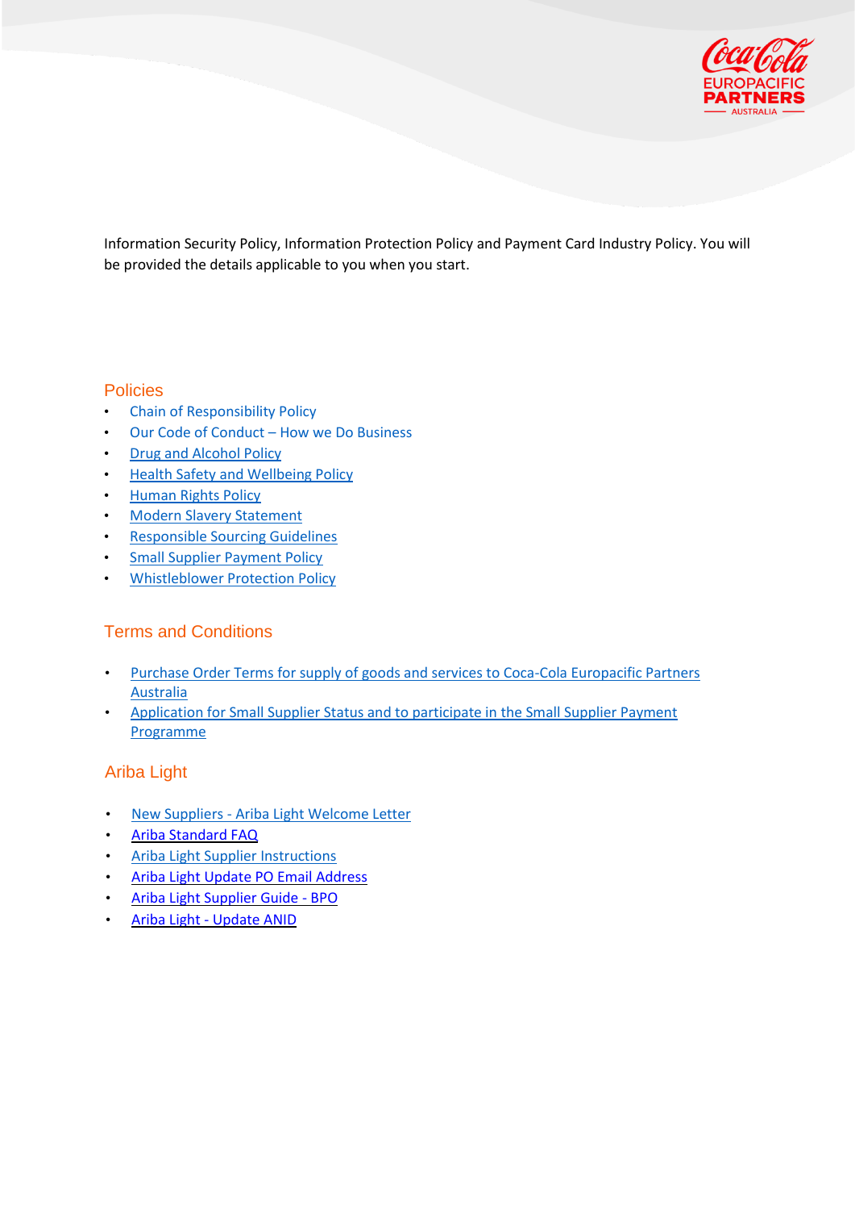Information Security Policy, Information Protection Policy and Payment Card Industry Policy. You will be provided the details applicable to you when you start.

## Policies

- Chain of Responsibility Policy
- Our Code of Conduct – How we Do Business
- Drug and Alcohol Policy
- Health Safety and Wellbeing Policy
- Human Rights Policy
- Modern Slavery Statement
- Responsible Sourcing Guidelines
- Small Supplier Payment Policy
- Whistleblower Protection Policy

## Terms and Conditions

- Purchase Order Terms for supply of goods and services to Coca-Cola Europacific Partners Australia
- Application for Small Supplier Status and to participate in the Small Supplier Payment Programme

## Ariba Light

- New Suppliers - Ariba Light Welcome Letter
- Ariba Standard FAQ
- Ariba Light Supplier Instructions
- Ariba Light Update PO Email Address
- Ariba Light Supplier Guide - BPO
- Ariba Light - Update ANID